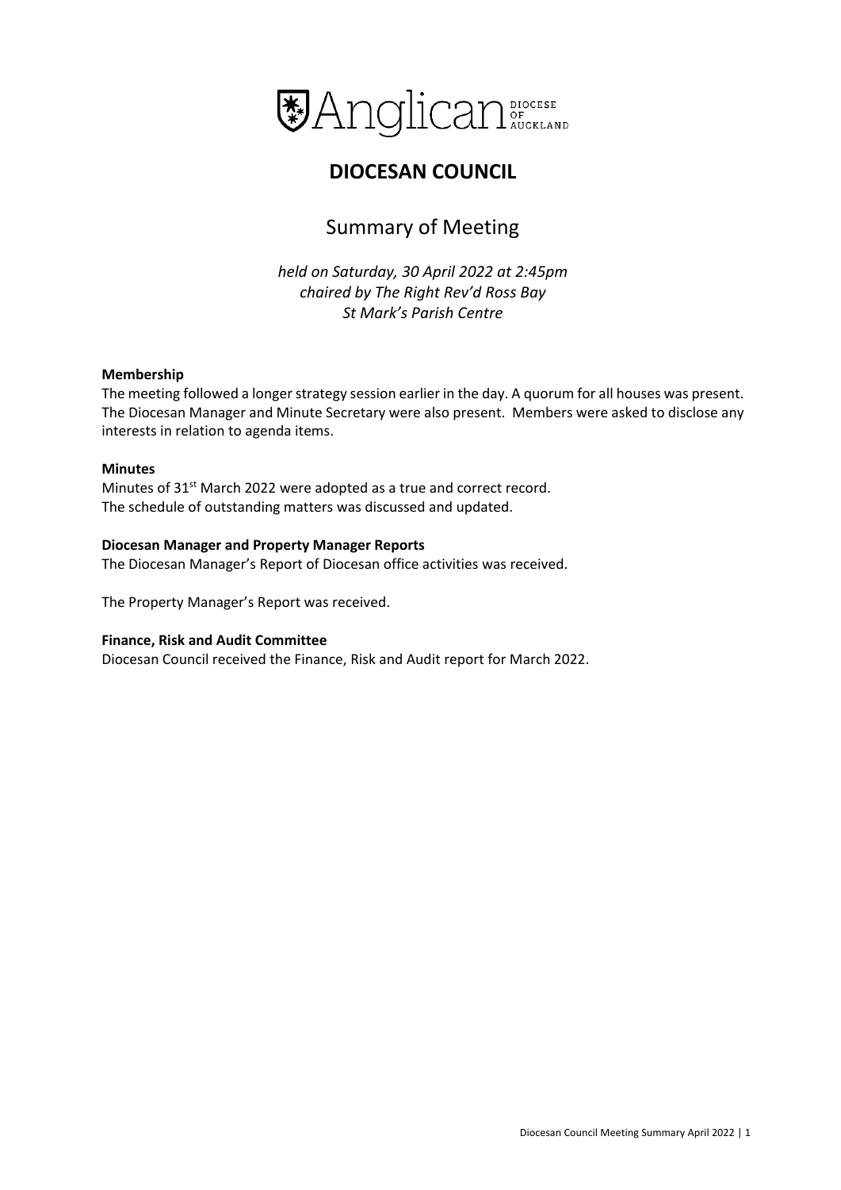Anglican DIOCESE OF AUCKLAND

# DIOCESAN COUNCIL

## Summary of Meeting

*held on Saturday, 30 April 2022 at 2:45pm*
*chaired by The Right Rev'd Ross Bay*
*St Mark's Parish Centre*

**Membership**

The meeting followed a longer strategy session earlier in the day. A quorum for all houses was present. The Diocesan Manager and Minute Secretary were also present. Members were asked to disclose any interests in relation to agenda items.

**Minutes**

Minutes of 31st March 2022 were adopted as a true and correct record.
The schedule of outstanding matters was discussed and updated.

**Diocesan Manager and Property Manager Reports**

The Diocesan Manager's Report of Diocesan office activities was received.

The Property Manager's Report was received.

**Finance, Risk and Audit Committee**

Diocesan Council received the Finance, Risk and Audit report for March 2022.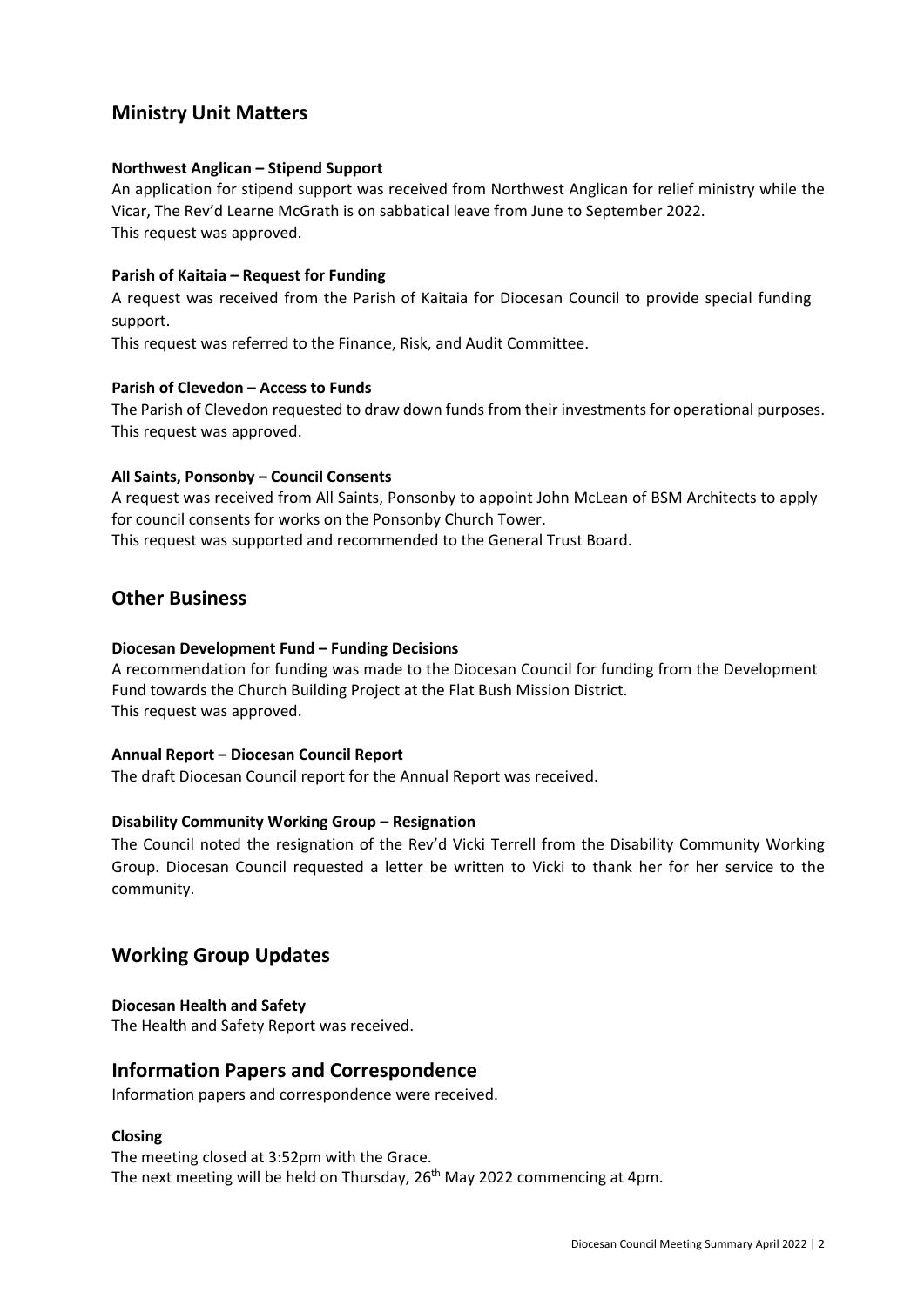## Ministry Unit Matters

**Northwest Anglican – Stipend Support**

An application for stipend support was received from Northwest Anglican for relief ministry while the Vicar, The Rev'd Learne McGrath is on sabbatical leave from June to September 2022.
This request was approved.

**Parish of Kaitaia – Request for Funding**

A request was received from the Parish of Kaitaia for Diocesan Council to provide special funding support.
This request was referred to the Finance, Risk, and Audit Committee.

**Parish of Clevedon – Access to Funds**

The Parish of Clevedon requested to draw down funds from their investments for operational purposes.
This request was approved.

**All Saints, Ponsonby – Council Consents**

A request was received from All Saints, Ponsonby to appoint John McLean of BSM Architects to apply for council consents for works on the Ponsonby Church Tower.
This request was supported and recommended to the General Trust Board.

## Other Business

**Diocesan Development Fund – Funding Decisions**

A recommendation for funding was made to the Diocesan Council for funding from the Development Fund towards the Church Building Project at the Flat Bush Mission District.
This request was approved.

**Annual Report – Diocesan Council Report**

The draft Diocesan Council report for the Annual Report was received.

**Disability Community Working Group – Resignation**

The Council noted the resignation of the Rev'd Vicki Terrell from the Disability Community Working Group. Diocesan Council requested a letter be written to Vicki to thank her for her service to the community.

## Working Group Updates

**Diocesan Health and Safety**

The Health and Safety Report was received.

## Information Papers and Correspondence

Information papers and correspondence were received.

**Closing**

The meeting closed at 3:52pm with the Grace.
The next meeting will be held on Thursday, 26th May 2022 commencing at 4pm.